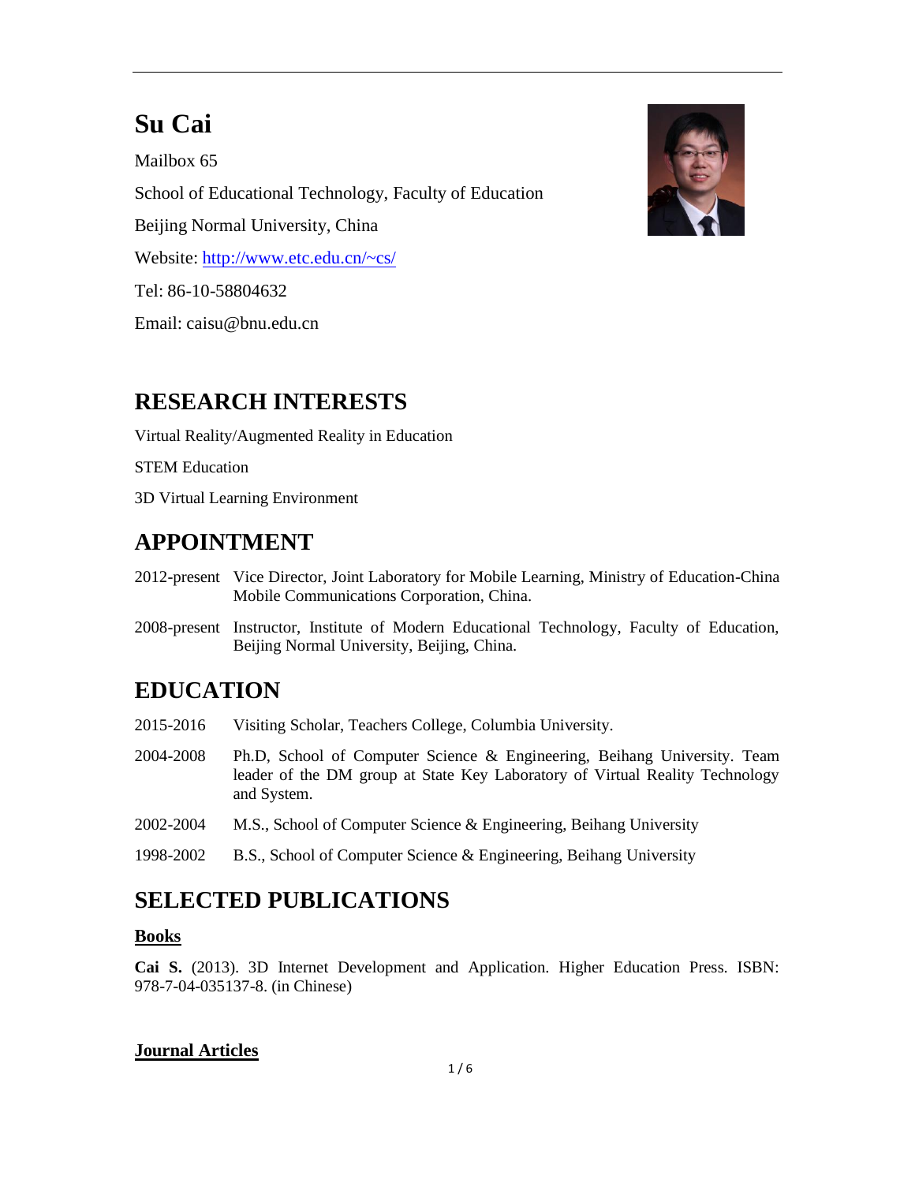# Su Cai

Mailbox 65

School of Educational Technology, Faculty of Education

Beijing Normal University, China

Website: http://www.etc.edu.cn/~cs/

Tel: 86-10-58804632

Email: caisu@bnu.edu.cn

## RESEARCH INTERESTS

Virtual Reality/Augmented Reality in Education

STEM Education

3D Virtual Learning Environment

## APPOINTMENT

2012-present Vice Director, Joint Laboratory for Mobile Learning, Ministry of Education-China Mobile Communications Corporation, China.

2008-present Instructor, Institute of Modern Educational Technology, Faculty of Education, Beijing Normal University, Beijing, China.

## EDUCATION

2015-2016 Visiting Scholar, Teachers College, Columbia University.

2004-2008 Ph.D, School of Computer Science & Engineering, Beihang University. Team leader of the DM group at State Key Laboratory of Virtual Reality Technology and System.

2002-2004 M.S., School of Computer Science & Engineering, Beihang University

1998-2002 B.S., School of Computer Science & Engineering, Beihang University

## SELECTED PUBLICATIONS

### Books

**Cai S.** (2013). 3D Internet Development and Application. Higher Education Press. ISBN: 978-7-04-035137-8. (in Chinese)

### Journal Articles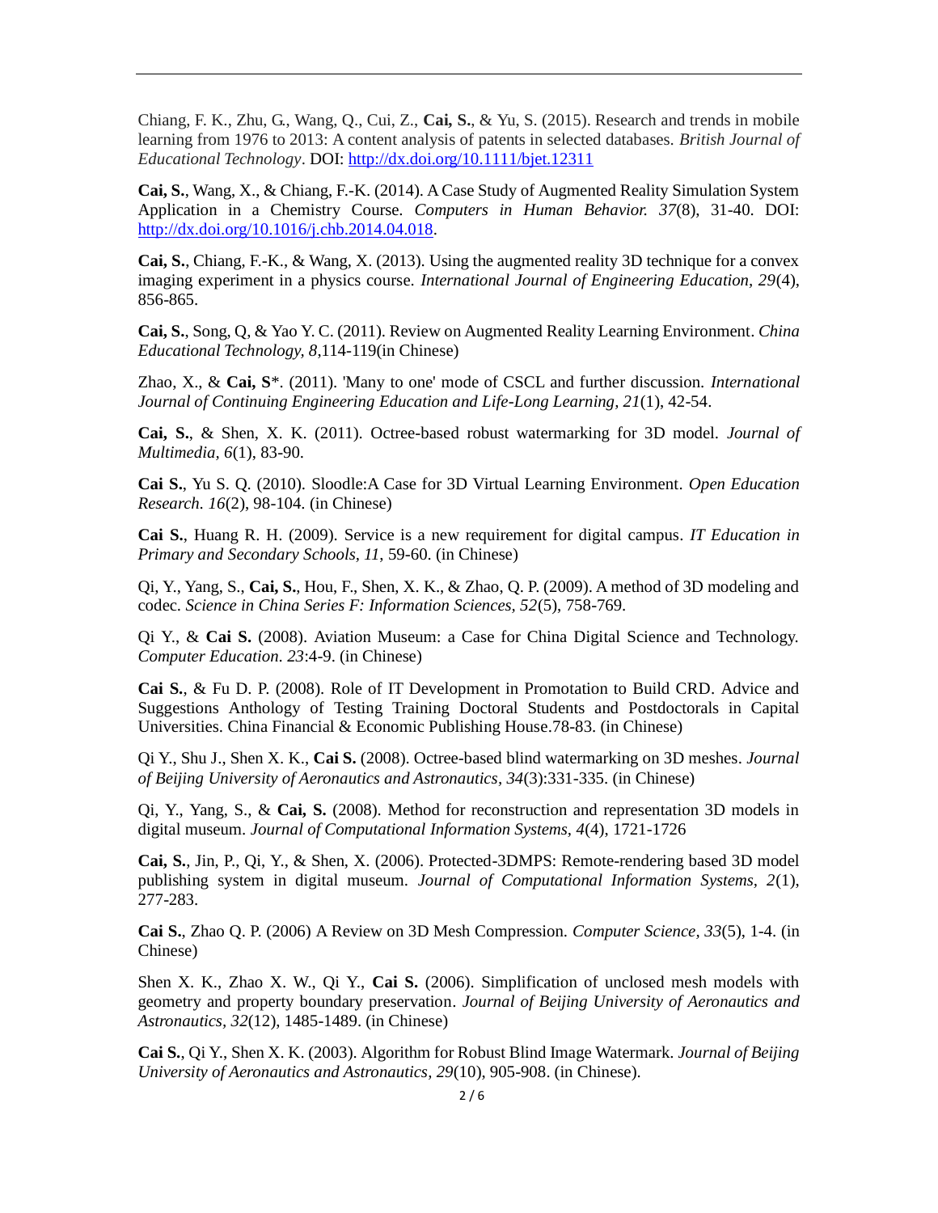Chiang, F. K., Zhu, G., Wang, Q., Cui, Z., **Cai, S.**, & Yu, S. (2015). Research and trends in mobile learning from 1976 to 2013: A content analysis of patents in selected databases. *British Journal of Educational Technology*. DOI: http://dx.doi.org/10.1111/bjet.12311

**Cai, S.**, Wang, X., & Chiang, F.-K. (2014). A Case Study of Augmented Reality Simulation System Application in a Chemistry Course. *Computers in Human Behavior. 37*(8), 31-40. DOI: http://dx.doi.org/10.1016/j.chb.2014.04.018.

**Cai, S.**, Chiang, F.-K., & Wang, X. (2013). Using the augmented reality 3D technique for a convex imaging experiment in a physics course. *International Journal of Engineering Education, 29*(4), 856-865.

**Cai, S.**, Song, Q, & Yao Y. C. (2011). Review on Augmented Reality Learning Environment. *China Educational Technology, 8*,114-119(in Chinese)

Zhao, X., & **Cai, S**\*. (2011). 'Many to one' mode of CSCL and further discussion. *International Journal of Continuing Engineering Education and Life-Long Learning, 21*(1), 42-54.

**Cai, S.**, & Shen, X. K. (2011). Octree-based robust watermarking for 3D model. *Journal of Multimedia, 6*(1), 83-90.

**Cai S.**, Yu S. Q. (2010). Sloodle:A Case for 3D Virtual Learning Environment. *Open Education Research. 16*(2), 98-104. (in Chinese)

**Cai S.**, Huang R. H. (2009). Service is a new requirement for digital campus. *IT Education in Primary and Secondary Schools, 11*, 59-60. (in Chinese)

Qi, Y., Yang, S., **Cai, S.**, Hou, F., Shen, X. K., & Zhao, Q. P. (2009). A method of 3D modeling and codec. *Science in China Series F: Information Sciences, 52*(5), 758-769.

Qi Y., & **Cai S.** (2008). Aviation Museum: a Case for China Digital Science and Technology. *Computer Education. 23*:4-9. (in Chinese)

**Cai S.**, & Fu D. P. (2008). Role of IT Development in Promotation to Build CRD. Advice and Suggestions Anthology of Testing Training Doctoral Students and Postdoctorals in Capital Universities. China Financial & Economic Publishing House.78-83. (in Chinese)

Qi Y., Shu J., Shen X. K., **Cai S.** (2008). Octree-based blind watermarking on 3D meshes. *Journal of Beijing University of Aeronautics and Astronautics, 34*(3):331-335. (in Chinese)

Qi, Y., Yang, S., & **Cai, S.** (2008). Method for reconstruction and representation 3D models in digital museum. *Journal of Computational Information Systems, 4*(4), 1721-1726

**Cai, S.**, Jin, P., Qi, Y., & Shen, X. (2006). Protected-3DMPS: Remote-rendering based 3D model publishing system in digital museum. *Journal of Computational Information Systems, 2*(1), 277-283.

**Cai S.**, Zhao Q. P. (2006) A Review on 3D Mesh Compression. *Computer Science, 33*(5), 1-4. (in Chinese)

Shen X. K., Zhao X. W., Qi Y., **Cai S.** (2006). Simplification of unclosed mesh models with geometry and property boundary preservation. *Journal of Beijing University of Aeronautics and Astronautics, 32*(12), 1485-1489. (in Chinese)

**Cai S.**, Qi Y., Shen X. K. (2003). Algorithm for Robust Blind Image Watermark. *Journal of Beijing University of Aeronautics and Astronautics, 29*(10), 905-908. (in Chinese).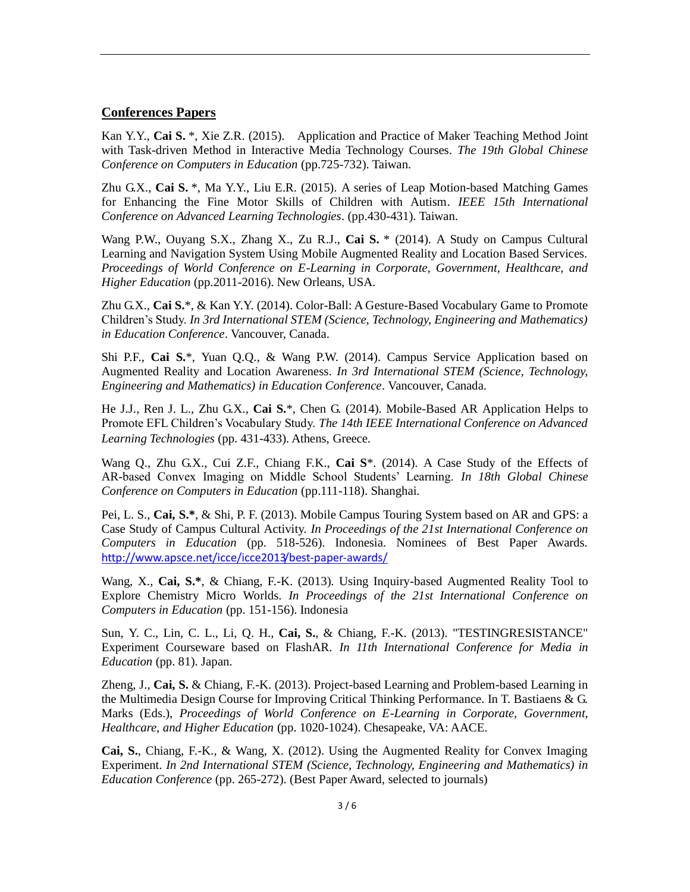## Conferences Papers

Kan Y.Y., **Cai S.** *, Xie Z.R. (2015). Application and Practice of Maker Teaching Method Joint with Task-driven Method in Interactive Media Technology Courses. *The 19th Global Chinese Conference on Computers in Education* (pp.725-732). Taiwan.

Zhu G.X., **Cai S.** *, Ma Y.Y., Liu E.R. (2015). A series of Leap Motion-based Matching Games for Enhancing the Fine Motor Skills of Children with Autism. *IEEE 15th International Conference on Advanced Learning Technologies*. (pp.430-431). Taiwan.

Wang P.W., Ouyang S.X., Zhang X., Zu R.J., **Cai S.** * (2014). A Study on Campus Cultural Learning and Navigation System Using Mobile Augmented Reality and Location Based Services. *Proceedings of World Conference on E-Learning in Corporate, Government, Healthcare, and Higher Education* (pp.2011-2016). New Orleans, USA.

Zhu G.X., **Cai S.***, & Kan Y.Y. (2014). Color-Ball: A Gesture-Based Vocabulary Game to Promote Children's Study. *In 3rd International STEM (Science, Technology, Engineering and Mathematics) in Education Conference*. Vancouver, Canada.

Shi P.F., **Cai S.***, Yuan Q.Q., & Wang P.W. (2014). Campus Service Application based on Augmented Reality and Location Awareness. *In 3rd International STEM (Science, Technology, Engineering and Mathematics) in Education Conference*. Vancouver, Canada.

He J.J., Ren J. L., Zhu G.X., **Cai S.***, Chen G. (2014). Mobile-Based AR Application Helps to Promote EFL Children's Vocabulary Study. *The 14th IEEE International Conference on Advanced Learning Technologies* (pp. 431-433). Athens, Greece.

Wang Q., Zhu G.X., Cui Z.F., Chiang F.K., **Cai S***. (2014). A Case Study of the Effects of AR-based Convex Imaging on Middle School Students' Learning. *In 18th Global Chinese Conference on Computers in Education* (pp.111-118). Shanghai.

Pei, L. S., **Cai, S.***, & Shi, P. F. (2013). Mobile Campus Touring System based on AR and GPS: a Case Study of Campus Cultural Activity. *In Proceedings of the 21st International Conference on Computers in Education* (pp. 518-526). Indonesia. Nominees of Best Paper Awards. http://www.apsce.net/icce/icce2013/best-paper-awards/

Wang, X., **Cai, S.***, & Chiang, F.-K. (2013). Using Inquiry-based Augmented Reality Tool to Explore Chemistry Micro Worlds. *In Proceedings of the 21st International Conference on Computers in Education* (pp. 151-156). Indonesia

Sun, Y. C., Lin, C. L., Li, Q. H., **Cai, S.**, & Chiang, F.-K. (2013). "TESTINGRESISTANCE" Experiment Courseware based on FlashAR. *In 11th International Conference for Media in Education* (pp. 81). Japan.

Zheng, J., **Cai, S.** & Chiang, F.-K. (2013). Project-based Learning and Problem-based Learning in the Multimedia Design Course for Improving Critical Thinking Performance. In T. Bastiaens & G. Marks (Eds.), *Proceedings of World Conference on E-Learning in Corporate, Government, Healthcare, and Higher Education* (pp. 1020-1024). Chesapeake, VA: AACE.

**Cai, S.**, Chiang, F.-K., & Wang, X. (2012). Using the Augmented Reality for Convex Imaging Experiment. *In 2nd International STEM (Science, Technology, Engineering and Mathematics) in Education Conference* (pp. 265-272). (Best Paper Award, selected to journals)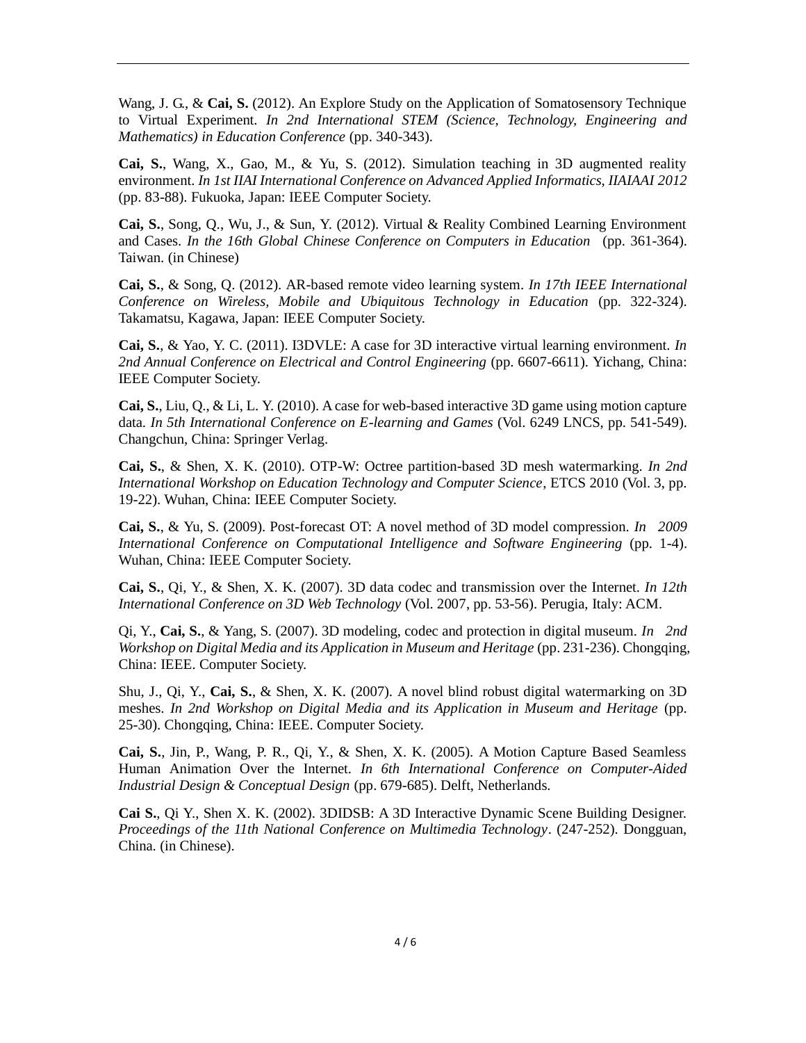Wang, J. G., & **Cai, S.** (2012). An Explore Study on the Application of Somatosensory Technique to Virtual Experiment. *In 2nd International STEM (Science, Technology, Engineering and Mathematics) in Education Conference* (pp. 340-343).

**Cai, S.**, Wang, X., Gao, M., & Yu, S. (2012). Simulation teaching in 3D augmented reality environment. *In 1st IIAI International Conference on Advanced Applied Informatics, IIAIAAI 2012* (pp. 83-88). Fukuoka, Japan: IEEE Computer Society.

**Cai, S.**, Song, Q., Wu, J., & Sun, Y. (2012). Virtual & Reality Combined Learning Environment and Cases. *In the 16th Global Chinese Conference on Computers in Education* (pp. 361-364). Taiwan. (in Chinese)

**Cai, S.**, & Song, Q. (2012). AR-based remote video learning system. *In 17th IEEE International Conference on Wireless, Mobile and Ubiquitous Technology in Education* (pp. 322-324). Takamatsu, Kagawa, Japan: IEEE Computer Society.

**Cai, S.**, & Yao, Y. C. (2011). I3DVLE: A case for 3D interactive virtual learning environment. *In 2nd Annual Conference on Electrical and Control Engineering* (pp. 6607-6611). Yichang, China: IEEE Computer Society.

**Cai, S.**, Liu, Q., & Li, L. Y. (2010). A case for web-based interactive 3D game using motion capture data. *In 5th International Conference on E-learning and Games* (Vol. 6249 LNCS, pp. 541-549). Changchun, China: Springer Verlag.

**Cai, S.**, & Shen, X. K. (2010). OTP-W: Octree partition-based 3D mesh watermarking. *In 2nd International Workshop on Education Technology and Computer Science*, ETCS 2010 (Vol. 3, pp. 19-22). Wuhan, China: IEEE Computer Society.

**Cai, S.**, & Yu, S. (2009). Post-forecast OT: A novel method of 3D model compression. *In 2009 International Conference on Computational Intelligence and Software Engineering* (pp. 1-4). Wuhan, China: IEEE Computer Society.

**Cai, S.**, Qi, Y., & Shen, X. K. (2007). 3D data codec and transmission over the Internet. *In 12th International Conference on 3D Web Technology* (Vol. 2007, pp. 53-56). Perugia, Italy: ACM.

Qi, Y., **Cai, S.**, & Yang, S. (2007). 3D modeling, codec and protection in digital museum. *In 2nd Workshop on Digital Media and its Application in Museum and Heritage* (pp. 231-236). Chongqing, China: IEEE. Computer Society.

Shu, J., Qi, Y., **Cai, S.**, & Shen, X. K. (2007). A novel blind robust digital watermarking on 3D meshes. *In 2nd Workshop on Digital Media and its Application in Museum and Heritage* (pp. 25-30). Chongqing, China: IEEE. Computer Society.

**Cai, S.**, Jin, P., Wang, P. R., Qi, Y., & Shen, X. K. (2005). A Motion Capture Based Seamless Human Animation Over the Internet. *In 6th International Conference on Computer-Aided Industrial Design & Conceptual Design* (pp. 679-685). Delft, Netherlands.

**Cai S.**, Qi Y., Shen X. K. (2002). 3DIDSB: A 3D Interactive Dynamic Scene Building Designer. *Proceedings of the 11th National Conference on Multimedia Technology*. (247-252). Dongguan, China. (in Chinese).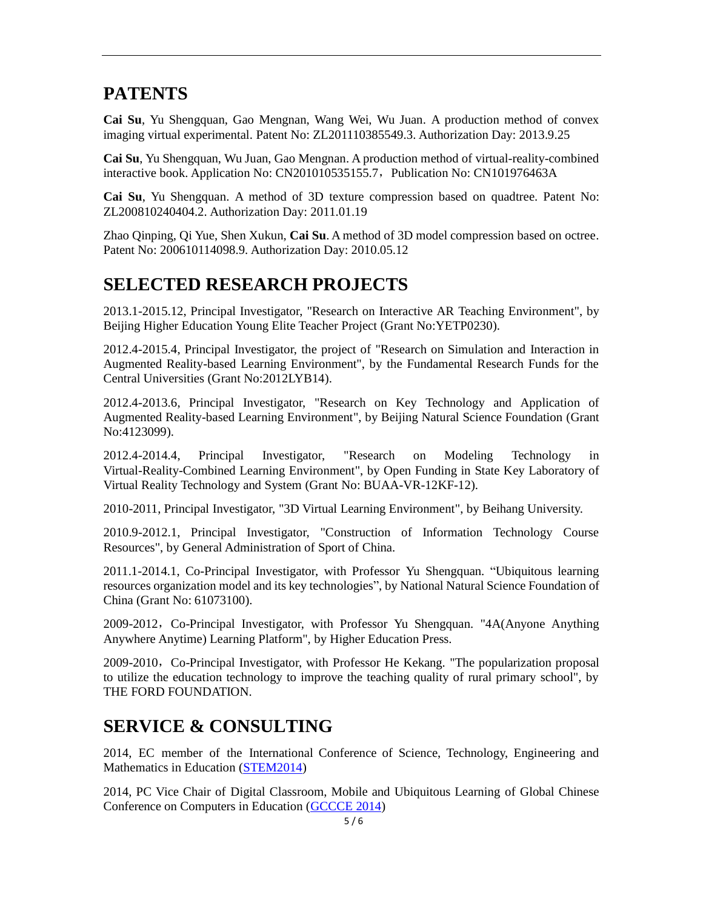## PATENTS

**Cai Su**, Yu Shengquan, Gao Mengnan, Wang Wei, Wu Juan. A production method of convex imaging virtual experimental. Patent No: ZL201110385549.3. Authorization Day: 2013.9.25

**Cai Su**, Yu Shengquan, Wu Juan, Gao Mengnan. A production method of virtual-reality-combined interactive book. Application No: CN201010535155.7，Publication No: CN101976463A

**Cai Su**, Yu Shengquan. A method of 3D texture compression based on quadtree. Patent No: ZL200810240404.2. Authorization Day: 2011.01.19

Zhao Qinping, Qi Yue, Shen Xukun, **Cai Su**. A method of 3D model compression based on octree. Patent No: 200610114098.9. Authorization Day: 2010.05.12

## SELECTED RESEARCH PROJECTS

2013.1-2015.12, Principal Investigator, "Research on Interactive AR Teaching Environment", by Beijing Higher Education Young Elite Teacher Project (Grant No:YETP0230).

2012.4-2015.4, Principal Investigator, the project of "Research on Simulation and Interaction in Augmented Reality-based Learning Environment", by the Fundamental Research Funds for the Central Universities (Grant No:2012LYB14).

2012.4-2013.6, Principal Investigator, "Research on Key Technology and Application of Augmented Reality-based Learning Environment", by Beijing Natural Science Foundation (Grant No:4123099).

2012.4-2014.4, Principal Investigator, "Research on Modeling Technology in Virtual-Reality-Combined Learning Environment", by Open Funding in State Key Laboratory of Virtual Reality Technology and System (Grant No: BUAA-VR-12KF-12).

2010-2011, Principal Investigator, "3D Virtual Learning Environment", by Beihang University.

2010.9-2012.1, Principal Investigator, "Construction of Information Technology Course Resources", by General Administration of Sport of China.

2011.1-2014.1, Co-Principal Investigator, with Professor Yu Shengquan. “Ubiquitous learning resources organization model and its key technologies”, by National Natural Science Foundation of China (Grant No: 61073100).

2009-2012，Co-Principal Investigator, with Professor Yu Shengquan. "4A(Anyone Anything Anywhere Anytime) Learning Platform", by Higher Education Press.

2009-2010，Co-Principal Investigator, with Professor He Kekang. "The popularization proposal to utilize the education technology to improve the teaching quality of rural primary school", by THE FORD FOUNDATION.

## SERVICE & CONSULTING

2014, EC member of the International Conference of Science, Technology, Engineering and Mathematics in Education (STEM2014)

2014, PC Vice Chair of Digital Classroom, Mobile and Ubiquitous Learning of Global Chinese Conference on Computers in Education (GCCCE 2014)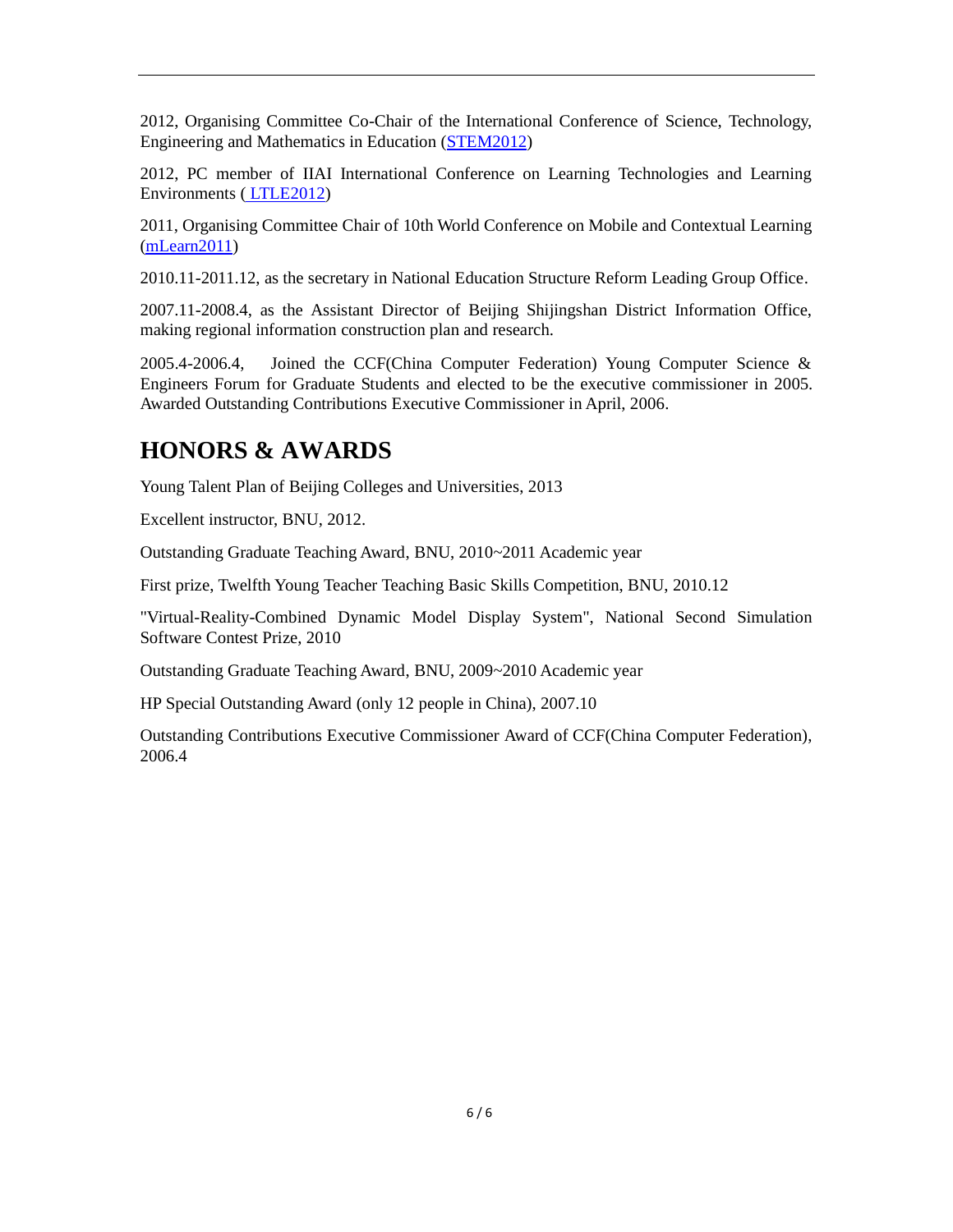2012, Organising Committee Co-Chair of the International Conference of Science, Technology, Engineering and Mathematics in Education (STEM2012)

2012, PC member of IIAI International Conference on Learning Technologies and Learning Environments ( LTLE2012)

2011, Organising Committee Chair of 10th World Conference on Mobile and Contextual Learning (mLearn2011)

2010.11-2011.12, as the secretary in National Education Structure Reform Leading Group Office.

2007.11-2008.4, as the Assistant Director of Beijing Shijingshan District Information Office, making regional information construction plan and research.

2005.4-2006.4, Joined the CCF(China Computer Federation) Young Computer Science & Engineers Forum for Graduate Students and elected to be the executive commissioner in 2005. Awarded Outstanding Contributions Executive Commissioner in April, 2006.

## HONORS & AWARDS

Young Talent Plan of Beijing Colleges and Universities, 2013

Excellent instructor, BNU, 2012.

Outstanding Graduate Teaching Award, BNU, 2010~2011 Academic year

First prize, Twelfth Young Teacher Teaching Basic Skills Competition, BNU, 2010.12

"Virtual-Reality-Combined Dynamic Model Display System", National Second Simulation Software Contest Prize, 2010

Outstanding Graduate Teaching Award, BNU, 2009~2010 Academic year

HP Special Outstanding Award (only 12 people in China), 2007.10

Outstanding Contributions Executive Commissioner Award of CCF(China Computer Federation), 2006.4